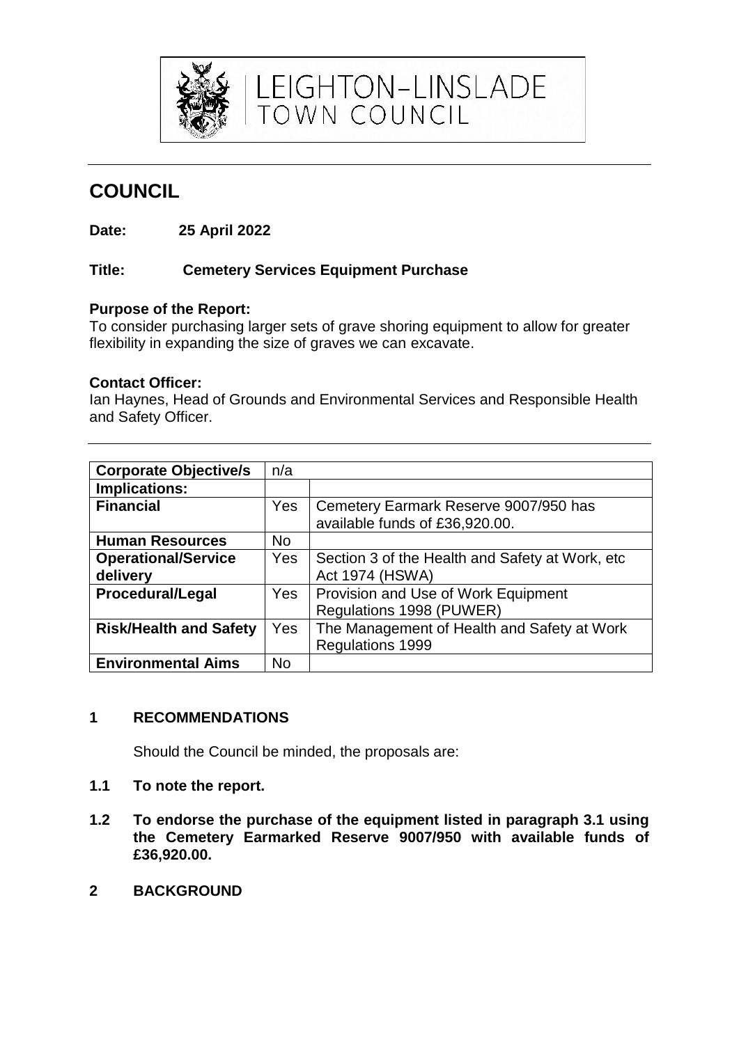LEIGHTON–LINSLADE TOWN COUNCIL

# COUNCIL

**Date: 25 April 2022**

**Title: Cemetery Services Equipment Purchase**

**Purpose of the Report:**
To consider purchasing larger sets of grave shoring equipment to allow for greater flexibility in expanding the size of graves we can excavate.

**Contact Officer:**
Ian Haynes, Head of Grounds and Environmental Services and Responsible Health and Safety Officer.

| **Corporate Objective/s** | n/a | |
|---|---|---|
| **Implications:** | | |
| **Financial** | Yes | Cemetery Earmark Reserve 9007/950 has available funds of £36,920.00. |
| **Human Resources** | No | |
| **Operational/Service delivery** | Yes | Section 3 of the Health and Safety at Work, etc Act 1974 (HSWA) |
| **Procedural/Legal** | Yes | Provision and Use of Work Equipment Regulations 1998 (PUWER) |
| **Risk/Health and Safety** | Yes | The Management of Health and Safety at Work Regulations 1999 |
| **Environmental Aims** | No | |

## 1 RECOMMENDATIONS

Should the Council be minded, the proposals are:

**1.1 To note the report.**

**1.2 To endorse the purchase of the equipment listed in paragraph 3.1 using the Cemetery Earmarked Reserve 9007/950 with available funds of £36,920.00.**

## 2 BACKGROUND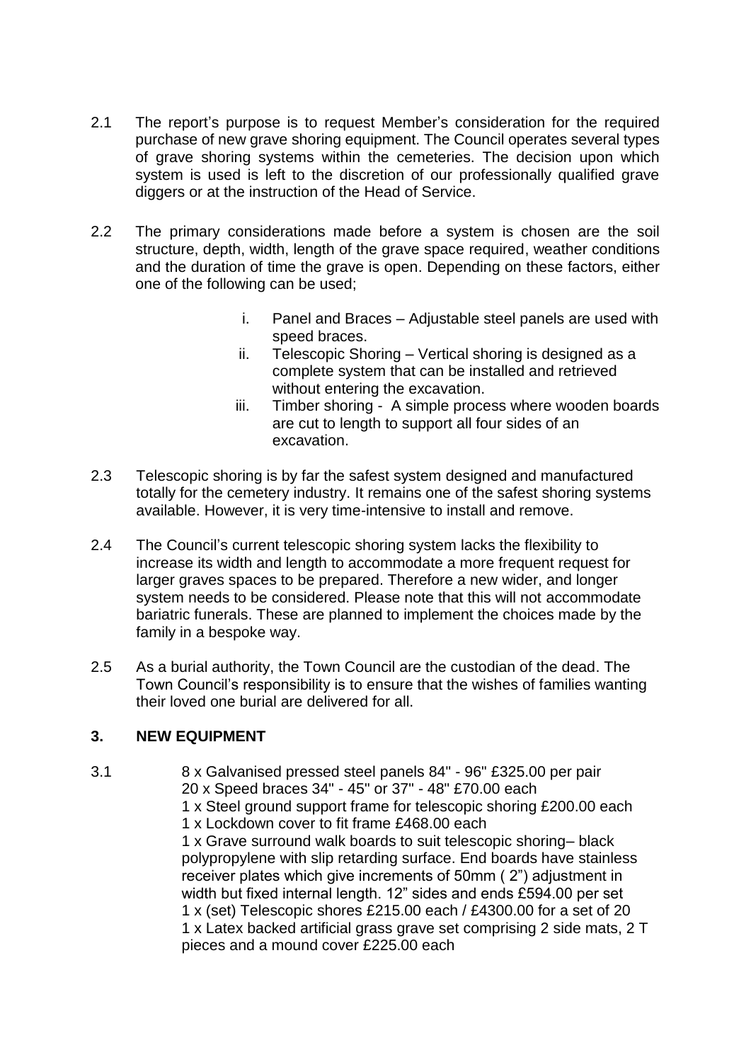2.1 The report's purpose is to request Member's consideration for the required purchase of new grave shoring equipment. The Council operates several types of grave shoring systems within the cemeteries. The decision upon which system is used is left to the discretion of our professionally qualified grave diggers or at the instruction of the Head of Service.

2.2 The primary considerations made before a system is chosen are the soil structure, depth, width, length of the grave space required, weather conditions and the duration of time the grave is open. Depending on these factors, either one of the following can be used;

i. Panel and Braces – Adjustable steel panels are used with speed braces.
ii. Telescopic Shoring – Vertical shoring is designed as a complete system that can be installed and retrieved without entering the excavation.
iii. Timber shoring - A simple process where wooden boards are cut to length to support all four sides of an excavation.

2.3 Telescopic shoring is by far the safest system designed and manufactured totally for the cemetery industry. It remains one of the safest shoring systems available. However, it is very time-intensive to install and remove.

2.4 The Council's current telescopic shoring system lacks the flexibility to increase its width and length to accommodate a more frequent request for larger graves spaces to be prepared. Therefore a new wider, and longer system needs to be considered. Please note that this will not accommodate bariatric funerals. These are planned to implement the choices made by the family in a bespoke way.

2.5 As a burial authority, the Town Council are the custodian of the dead. The Town Council's responsibility is to ensure that the wishes of families wanting their loved one burial are delivered for all.

## 3. NEW EQUIPMENT

3.1 8 x Galvanised pressed steel panels 84" - 96" £325.00 per pair
20 x Speed braces 34" - 45" or 37" - 48" £70.00 each
1 x Steel ground support frame for telescopic shoring £200.00 each
1 x Lockdown cover to fit frame £468.00 each
1 x Grave surround walk boards to suit telescopic shoring– black polypropylene with slip retarding surface. End boards have stainless receiver plates which give increments of 50mm ( 2") adjustment in width but fixed internal length. 12" sides and ends £594.00 per set
1 x (set) Telescopic shores £215.00 each / £4300.00 for a set of 20
1 x Latex backed artificial grass grave set comprising 2 side mats, 2 T pieces and a mound cover £225.00 each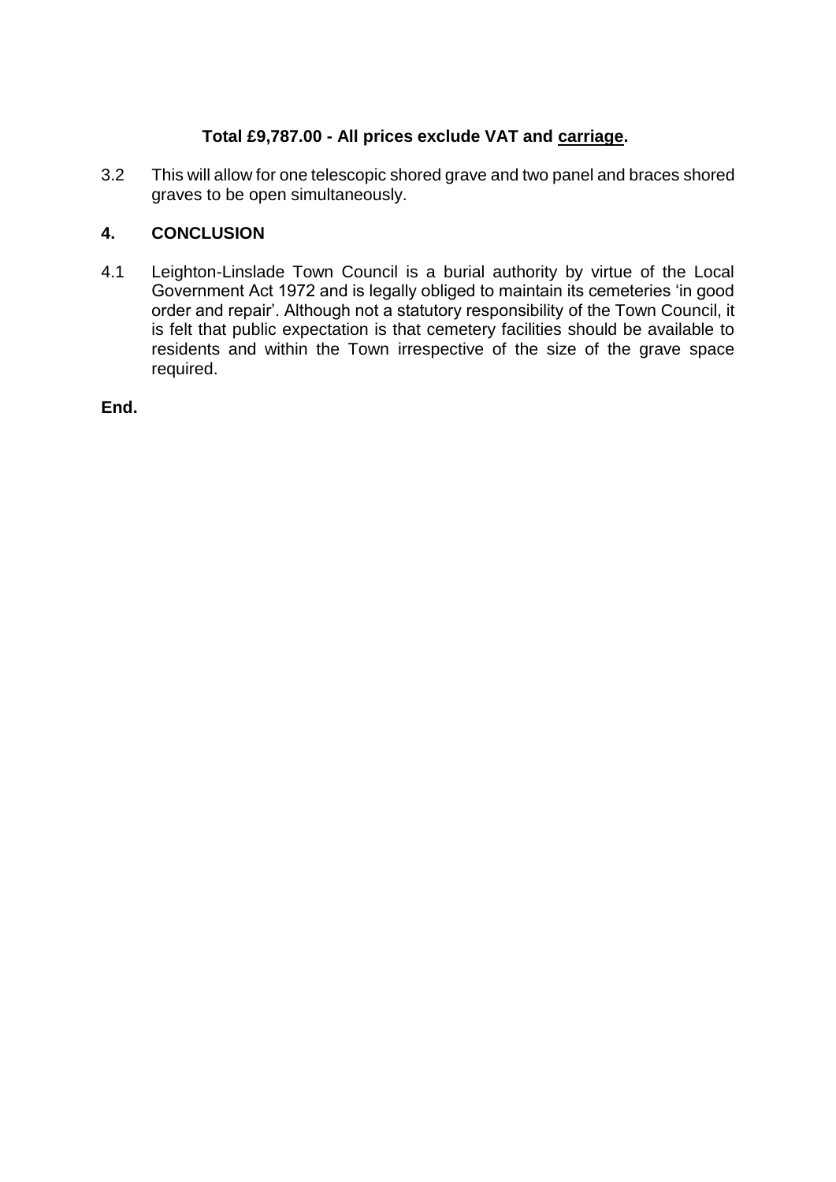**Total £9,787.00 - All prices exclude VAT and <u>carriage</u>.**

3.2 This will allow for one telescopic shored grave and two panel and braces shored graves to be open simultaneously.

## 4. CONCLUSION

4.1 Leighton-Linslade Town Council is a burial authority by virtue of the Local Government Act 1972 and is legally obliged to maintain its cemeteries 'in good order and repair'. Although not a statutory responsibility of the Town Council, it is felt that public expectation is that cemetery facilities should be available to residents and within the Town irrespective of the size of the grave space required.

**End.**